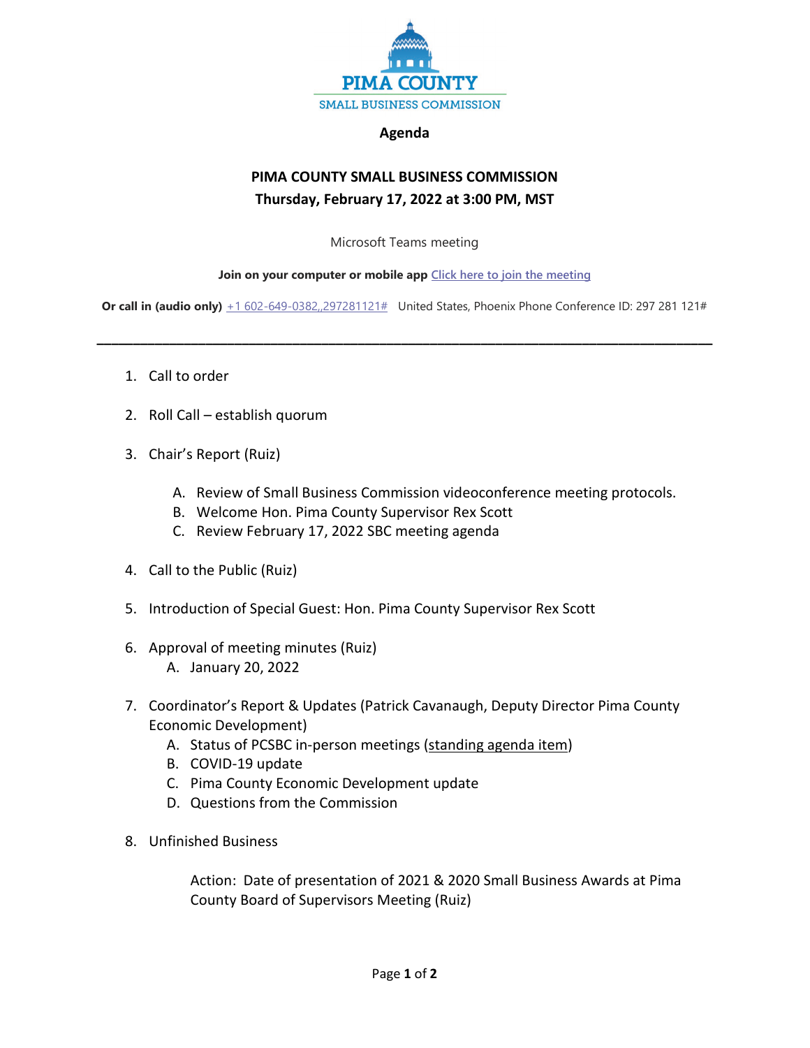PIMA COUNTY

SMALL BUSINESS COMMISSION

**Agenda**

**PIMA COUNTY SMALL BUSINESS COMMISSION**
**Thursday, February 17, 2022 at 3:00 PM, MST**

Microsoft Teams meeting

**Join on your computer or mobile app** Click here to join the meeting

**Or call in (audio only)** +1 602-649-0382,,297281121# United States, Phoenix Phone Conference ID: 297 281 121#

---

1. Call to order

2. Roll Call – establish quorum

3. Chair's Report (Ruiz)

   A. Review of Small Business Commission videoconference meeting protocols.
   B. Welcome Hon. Pima County Supervisor Rex Scott
   C. Review February 17, 2022 SBC meeting agenda

4. Call to the Public (Ruiz)

5. Introduction of Special Guest: Hon. Pima County Supervisor Rex Scott

6. Approval of meeting minutes (Ruiz)
   A. January 20, 2022

7. Coordinator's Report & Updates (Patrick Cavanaugh, Deputy Director Pima County Economic Development)
   A. Status of PCSBC in-person meetings (standing agenda item)
   B. COVID-19 update
   C. Pima County Economic Development update
   D. Questions from the Commission

8. Unfinished Business

   Action: Date of presentation of 2021 & 2020 Small Business Awards at Pima County Board of Supervisors Meeting (Ruiz)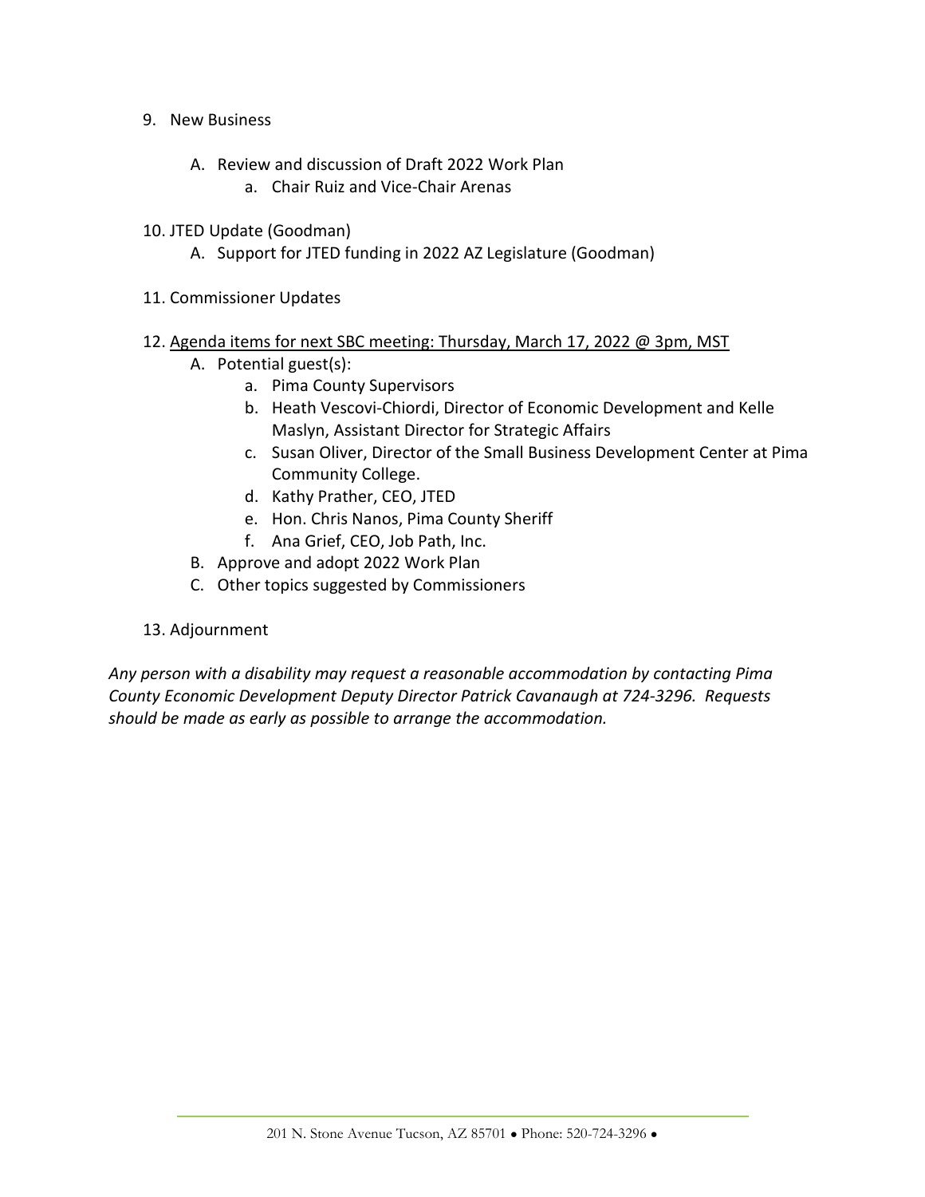9. New Business

   A. Review and discussion of Draft 2022 Work Plan
      a. Chair Ruiz and Vice-Chair Arenas

10. JTED Update (Goodman)
    A. Support for JTED funding in 2022 AZ Legislature (Goodman)

11. Commissioner Updates

12. <u>Agenda items for next SBC meeting: Thursday, March 17, 2022 @ 3pm, MST</u>
    A. Potential guest(s):
       a. Pima County Supervisors
       b. Heath Vescovi-Chiordi, Director of Economic Development and Kelle Maslyn, Assistant Director for Strategic Affairs
       c. Susan Oliver, Director of the Small Business Development Center at Pima Community College.
       d. Kathy Prather, CEO, JTED
       e. Hon. Chris Nanos, Pima County Sheriff
       f. Ana Grief, CEO, Job Path, Inc.
    B. Approve and adopt 2022 Work Plan
    C. Other topics suggested by Commissioners

13. Adjournment

*Any person with a disability may request a reasonable accommodation by contacting Pima County Economic Development Deputy Director Patrick Cavanaugh at 724-3296. Requests should be made as early as possible to arrange the accommodation.*